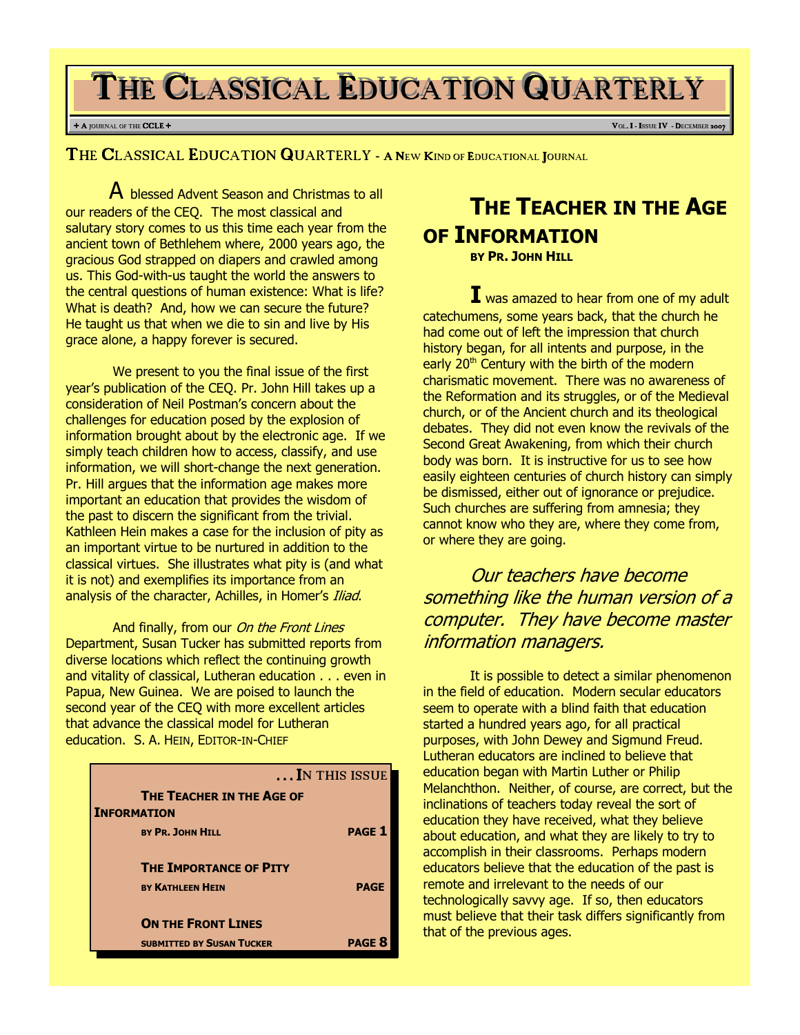# THE CLASSICAL EDUCATION QUARTERLY

+ A JOURNAL OF THE CCLE +

VOL. I - ISSUE IV - DECEMBER 2007

## THE CLASSICAL EDUCATION QUARTERLY - A NEW KIND OF EDUCATIONAL JOURNAL

A blessed Advent Season and Christmas to all our readers of the CEQ. The most classical and salutary story comes to us this time each year from the ancient town of Bethlehem where, 2000 years ago, the gracious God strapped on diapers and crawled among us. This God-with-us taught the world the answers to the central questions of human existence: What is life? What is death? And, how we can secure the future? He taught us that when we die to sin and live by His grace alone, a happy forever is secured.

We present to you the final issue of the first year's publication of the CEQ. Pr. John Hill takes up a consideration of Neil Postman's concern about the challenges for education posed by the explosion of information brought about by the electronic age. If we simply teach children how to access, classify, and use information, we will short-change the next generation. Pr. Hill argues that the information age makes more important an education that provides the wisdom of the past to discern the significant from the trivial. Kathleen Hein makes a case for the inclusion of pity as an important virtue to be nurtured in addition to the classical virtues. She illustrates what pity is (and what it is not) and exemplifies its importance from an analysis of the character, Achilles, in Homer's *Iliad*.

And finally, from our *On the Front Lines* Department, Susan Tucker has submitted reports from diverse locations which reflect the continuing growth and vitality of classical, Lutheran education . . . even in Papua, New Guinea. We are poised to launch the second year of the CEQ with more excellent articles that advance the classical model for Lutheran education. S. A. HEIN, EDITOR-IN-CHIEF

**. . . IN THIS ISSUE**

| | |
|---|---|
| **THE TEACHER IN THE AGE OF INFORMATION** | |
| **BY PR. JOHN HILL** | **PAGE 1** |
| **THE IMPORTANCE OF PITY** | |
| **BY KATHLEEN HEIN** | **PAGE** |
| **ON THE FRONT LINES** | |
| **SUBMITTED BY SUSAN TUCKER** | **PAGE 8** |

# THE TEACHER IN THE AGE OF INFORMATION

**BY PR. JOHN HILL**

I was amazed to hear from one of my adult catechumens, some years back, that the church he had come out of left the impression that church history began, for all intents and purpose, in the early 20th Century with the birth of the modern charismatic movement. There was no awareness of the Reformation and its struggles, or of the Medieval church, or of the Ancient church and its theological debates. They did not even know the revivals of the Second Great Awakening, from which their church body was born. It is instructive for us to see how easily eighteen centuries of church history can simply be dismissed, either out of ignorance or prejudice. Such churches are suffering from amnesia; they cannot know who they are, where they come from, or where they are going.

> *Our teachers have become something like the human version of a computer. They have become master information managers.*

It is possible to detect a similar phenomenon in the field of education. Modern secular educators seem to operate with a blind faith that education started a hundred years ago, for all practical purposes, with John Dewey and Sigmund Freud. Lutheran educators are inclined to believe that education began with Martin Luther or Philip Melanchthon. Neither, of course, are correct, but the inclinations of teachers today reveal the sort of education they have received, what they believe about education, and what they are likely to try to accomplish in their classrooms. Perhaps modern educators believe that the education of the past is remote and irrelevant to the needs of our technologically savvy age. If so, then educators must believe that their task differs significantly from that of the previous ages.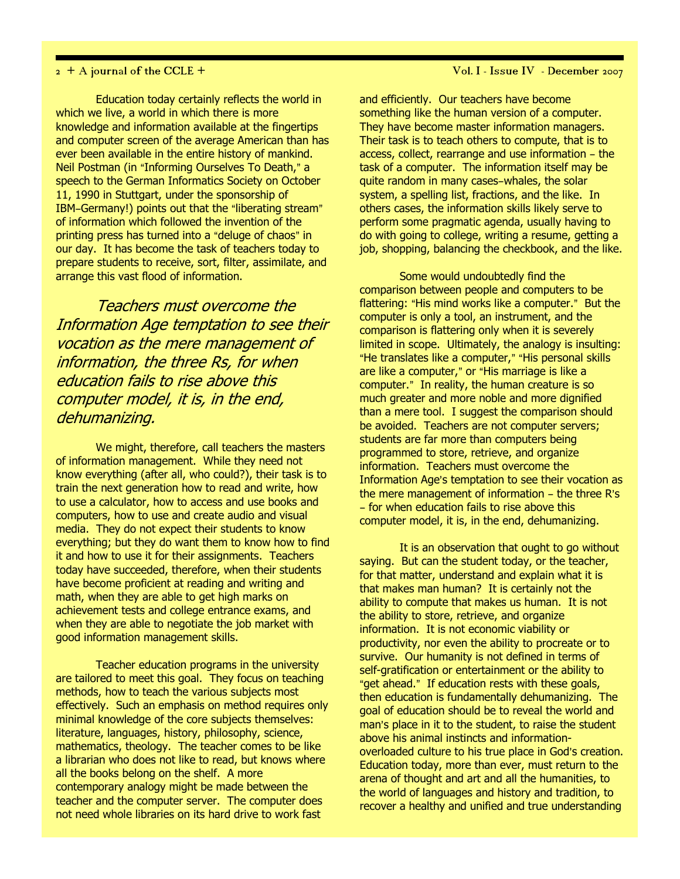Education today certainly reflects the world in which we live, a world in which there is more knowledge and information available at the fingertips and computer screen of the average American than has ever been available in the entire history of mankind. Neil Postman (in "Informing Ourselves To Death," a speech to the German Informatics Society on October 11, 1990 in Stuttgart, under the sponsorship of IBM–Germany!) points out that the "liberating stream" of information which followed the invention of the printing press has turned into a "deluge of chaos" in our day. It has become the task of teachers today to prepare students to receive, sort, filter, assimilate, and arrange this vast flood of information.

*Teachers must overcome the Information Age temptation to see their vocation as the mere management of information, the three Rs, for when education fails to rise above this computer model, it is, in the end, dehumanizing.*

We might, therefore, call teachers the masters of information management. While they need not know everything (after all, who could?), their task is to train the next generation how to read and write, how to use a calculator, how to access and use books and computers, how to use and create audio and visual media. They do not expect their students to know everything; but they do want them to know how to find it and how to use it for their assignments. Teachers today have succeeded, therefore, when their students have become proficient at reading and writing and math, when they are able to get high marks on achievement tests and college entrance exams, and when they are able to negotiate the job market with good information management skills.

Teacher education programs in the university are tailored to meet this goal. They focus on teaching methods, how to teach the various subjects most effectively. Such an emphasis on method requires only minimal knowledge of the core subjects themselves: literature, languages, history, philosophy, science, mathematics, theology. The teacher comes to be like a librarian who does not like to read, but knows where all the books belong on the shelf. A more contemporary analogy might be made between the teacher and the computer server. The computer does not need whole libraries on its hard drive to work fast and efficiently. Our teachers have become something like the human version of a computer. They have become master information managers. Their task is to teach others to compute, that is to access, collect, rearrange and use information – the task of a computer. The information itself may be quite random in many cases–whales, the solar system, a spelling list, fractions, and the like. In others cases, the information skills likely serve to perform some pragmatic agenda, usually having to do with going to college, writing a resume, getting a job, shopping, balancing the checkbook, and the like.

Some would undoubtedly find the comparison between people and computers to be flattering: "His mind works like a computer." But the computer is only a tool, an instrument, and the comparison is flattering only when it is severely limited in scope. Ultimately, the analogy is insulting: "He translates like a computer," "His personal skills are like a computer," or "His marriage is like a computer." In reality, the human creature is so much greater and more noble and more dignified than a mere tool. I suggest the comparison should be avoided. Teachers are not computer servers; students are far more than computers being programmed to store, retrieve, and organize information. Teachers must overcome the Information Age's temptation to see their vocation as the mere management of information – the three R's – for when education fails to rise above this computer model, it is, in the end, dehumanizing.

It is an observation that ought to go without saying. But can the student today, or the teacher, for that matter, understand and explain what it is that makes man human? It is certainly not the ability to compute that makes us human. It is not the ability to store, retrieve, and organize information. It is not economic viability or productivity, nor even the ability to procreate or to survive. Our humanity is not defined in terms of self-gratification or entertainment or the ability to "get ahead." If education rests with these goals, then education is fundamentally dehumanizing. The goal of education should be to reveal the world and man's place in it to the student, to raise the student above his animal instincts and information-overloaded culture to his true place in God's creation. Education today, more than ever, must return to the arena of thought and art and all the humanities, to the world of languages and history and tradition, to recover a healthy and unified and true understanding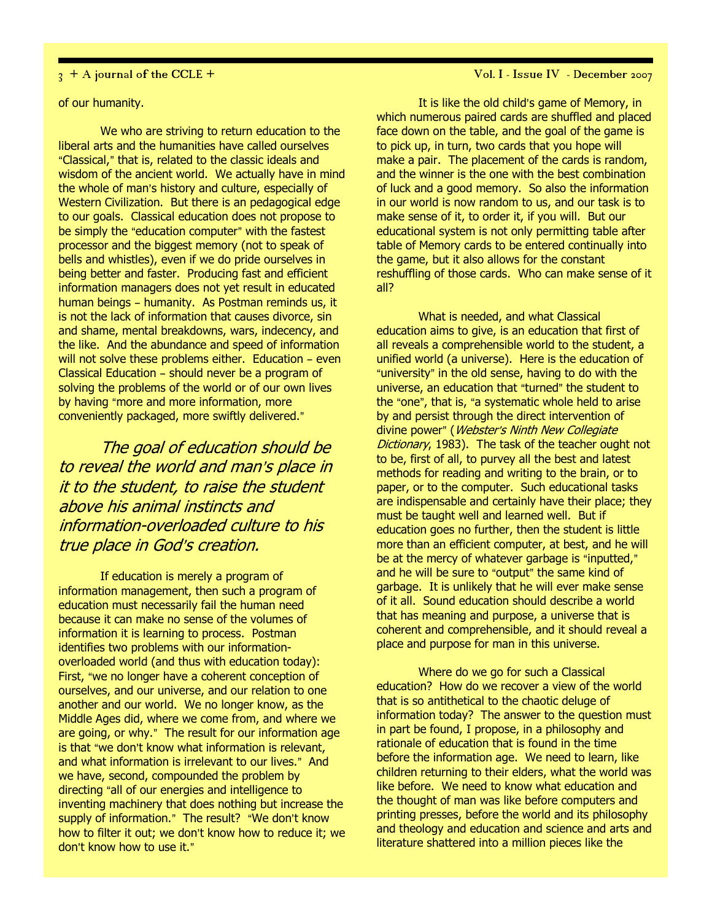of our humanity.

We who are striving to return education to the liberal arts and the humanities have called ourselves "Classical," that is, related to the classic ideals and wisdom of the ancient world. We actually have in mind the whole of man's history and culture, especially of Western Civilization. But there is an pedagogical edge to our goals. Classical education does not propose to be simply the "education computer" with the fastest processor and the biggest memory (not to speak of bells and whistles), even if we do pride ourselves in being better and faster. Producing fast and efficient information managers does not yet result in educated human beings – humanity. As Postman reminds us, it is not the lack of information that causes divorce, sin and shame, mental breakdowns, wars, indecency, and the like. And the abundance and speed of information will not solve these problems either. Education – even Classical Education – should never be a program of solving the problems of the world or of our own lives by having "more and more information, more conveniently packaged, more swiftly delivered."

*The goal of education should be to reveal the world and man's place in it to the student, to raise the student above his animal instincts and information-overloaded culture to his true place in God's creation.*

If education is merely a program of information management, then such a program of education must necessarily fail the human need because it can make no sense of the volumes of information it is learning to process. Postman identifies two problems with our information-overloaded world (and thus with education today): First, "we no longer have a coherent conception of ourselves, and our universe, and our relation to one another and our world. We no longer know, as the Middle Ages did, where we come from, and where we are going, or why." The result for our information age is that "we don't know what information is relevant, and what information is irrelevant to our lives." And we have, second, compounded the problem by directing "all of our energies and intelligence to inventing machinery that does nothing but increase the supply of information." The result? "We don't know how to filter it out; we don't know how to reduce it; we don't know how to use it."

It is like the old child's game of Memory, in which numerous paired cards are shuffled and placed face down on the table, and the goal of the game is to pick up, in turn, two cards that you hope will make a pair. The placement of the cards is random, and the winner is the one with the best combination of luck and a good memory. So also the information in our world is now random to us, and our task is to make sense of it, to order it, if you will. But our educational system is not only permitting table after table of Memory cards to be entered continually into the game, but it also allows for the constant reshuffling of those cards. Who can make sense of it all?

What is needed, and what Classical education aims to give, is an education that first of all reveals a comprehensible world to the student, a unified world (a universe). Here is the education of "university" in the old sense, having to do with the universe, an education that "turned" the student to the "one", that is, "a systematic whole held to arise by and persist through the direct intervention of divine power" (*Webster's Ninth New Collegiate Dictionary*, 1983). The task of the teacher ought not to be, first of all, to purvey all the best and latest methods for reading and writing to the brain, or to paper, or to the computer. Such educational tasks are indispensable and certainly have their place; they must be taught well and learned well. But if education goes no further, then the student is little more than an efficient computer, at best, and he will be at the mercy of whatever garbage is "inputted," and he will be sure to "output" the same kind of garbage. It is unlikely that he will ever make sense of it all. Sound education should describe a world that has meaning and purpose, a universe that is coherent and comprehensible, and it should reveal a place and purpose for man in this universe.

Where do we go for such a Classical education? How do we recover a view of the world that is so antithetical to the chaotic deluge of information today? The answer to the question must in part be found, I propose, in a philosophy and rationale of education that is found in the time before the information age. We need to learn, like children returning to their elders, what the world was like before. We need to know what education and the thought of man was like before computers and printing presses, before the world and its philosophy and theology and education and science and arts and literature shattered into a million pieces like the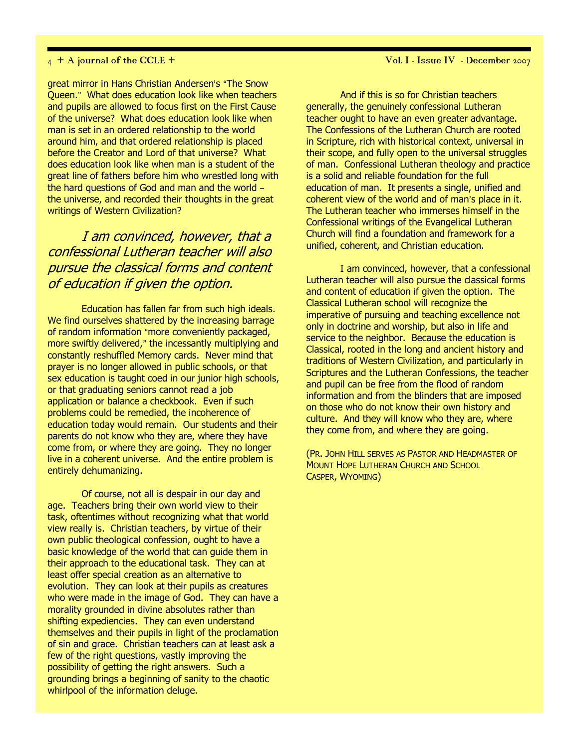great mirror in Hans Christian Andersen's "The Snow Queen." What does education look like when teachers and pupils are allowed to focus first on the First Cause of the universe? What does education look like when man is set in an ordered relationship to the world around him, and that ordered relationship is placed before the Creator and Lord of that universe? What does education look like when man is a student of the great line of fathers before him who wrestled long with the hard questions of God and man and the world – the universe, and recorded their thoughts in the great writings of Western Civilization?

*I am convinced, however, that a confessional Lutheran teacher will also pursue the classical forms and content of education if given the option.*

Education has fallen far from such high ideals. We find ourselves shattered by the increasing barrage of random information "more conveniently packaged, more swiftly delivered," the incessantly multiplying and constantly reshuffled Memory cards. Never mind that prayer is no longer allowed in public schools, or that sex education is taught coed in our junior high schools, or that graduating seniors cannot read a job application or balance a checkbook. Even if such problems could be remedied, the incoherence of education today would remain. Our students and their parents do not know who they are, where they have come from, or where they are going. They no longer live in a coherent universe. And the entire problem is entirely dehumanizing.

Of course, not all is despair in our day and age. Teachers bring their own world view to their task, oftentimes without recognizing what that world view really is. Christian teachers, by virtue of their own public theological confession, ought to have a basic knowledge of the world that can guide them in their approach to the educational task. They can at least offer special creation as an alternative to evolution. They can look at their pupils as creatures who were made in the image of God. They can have a morality grounded in divine absolutes rather than shifting expediencies. They can even understand themselves and their pupils in light of the proclamation of sin and grace. Christian teachers can at least ask a few of the right questions, vastly improving the possibility of getting the right answers. Such a grounding brings a beginning of sanity to the chaotic whirlpool of the information deluge.

And if this is so for Christian teachers generally, the genuinely confessional Lutheran teacher ought to have an even greater advantage. The Confessions of the Lutheran Church are rooted in Scripture, rich with historical context, universal in their scope, and fully open to the universal struggles of man. Confessional Lutheran theology and practice is a solid and reliable foundation for the full education of man. It presents a single, unified and coherent view of the world and of man's place in it. The Lutheran teacher who immerses himself in the Confessional writings of the Evangelical Lutheran Church will find a foundation and framework for a unified, coherent, and Christian education.

I am convinced, however, that a confessional Lutheran teacher will also pursue the classical forms and content of education if given the option. The Classical Lutheran school will recognize the imperative of pursuing and teaching excellence not only in doctrine and worship, but also in life and service to the neighbor. Because the education is Classical, rooted in the long and ancient history and traditions of Western Civilization, and particularly in Scriptures and the Lutheran Confessions, the teacher and pupil can be free from the flood of random information and from the blinders that are imposed on those who do not know their own history and culture. And they will know who they are, where they come from, and where they are going.

(PR. JOHN HILL SERVES AS PASTOR AND HEADMASTER OF MOUNT HOPE LUTHERAN CHURCH AND SCHOOL CASPER, WYOMING)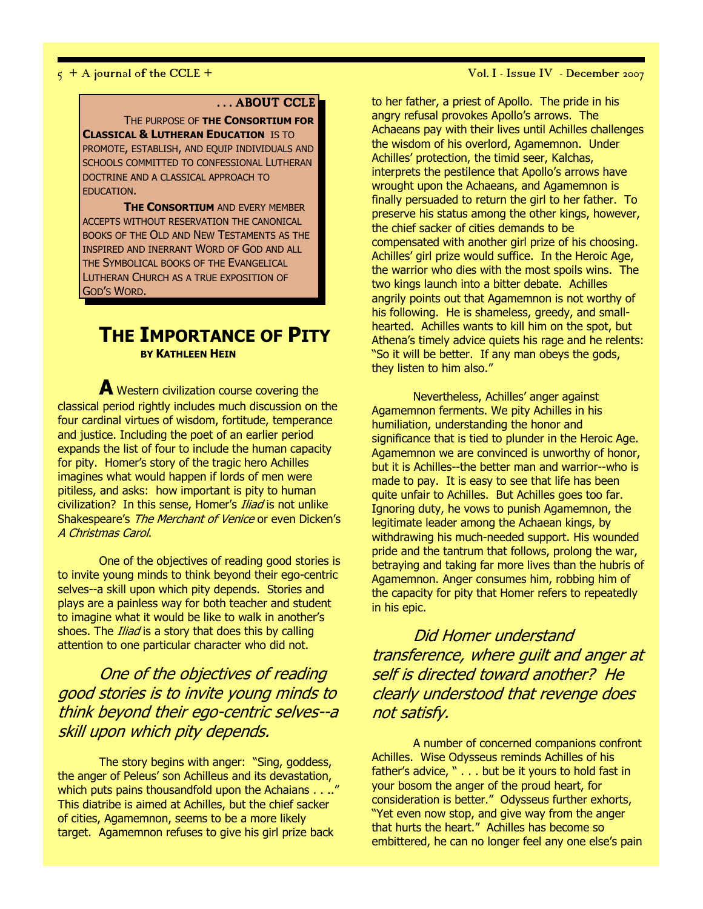### . . . ABOUT CCLE

THE PURPOSE OF **THE CONSORTIUM FOR CLASSICAL & LUTHERAN EDUCATION** IS TO PROMOTE, ESTABLISH, AND EQUIP INDIVIDUALS AND SCHOOLS COMMITTED TO CONFESSIONAL LUTHERAN DOCTRINE AND A CLASSICAL APPROACH TO EDUCATION.

**THE CONSORTIUM** AND EVERY MEMBER ACCEPTS WITHOUT RESERVATION THE CANONICAL BOOKS OF THE OLD AND NEW TESTAMENTS AS THE INSPIRED AND INERRANT WORD OF GOD AND ALL THE SYMBOLICAL BOOKS OF THE EVANGELICAL LUTHERAN CHURCH AS A TRUE EXPOSITION OF GOD'S WORD.

# THE IMPORTANCE OF PITY

**BY KATHLEEN HEIN**

**A** Western civilization course covering the classical period rightly includes much discussion on the four cardinal virtues of wisdom, fortitude, temperance and justice. Including the poet of an earlier period expands the list of four to include the human capacity for pity. Homer's story of the tragic hero Achilles imagines what would happen if lords of men were pitiless, and asks: how important is pity to human civilization? In this sense, Homer's *Iliad* is not unlike Shakespeare's *The Merchant of Venice* or even Dicken's *A Christmas Carol*.

One of the objectives of reading good stories is to invite young minds to think beyond their ego-centric selves--a skill upon which pity depends. Stories and plays are a painless way for both teacher and student to imagine what it would be like to walk in another's shoes. The *Iliad* is a story that does this by calling attention to one particular character who did not.

*One of the objectives of reading good stories is to invite young minds to think beyond their ego-centric selves--a skill upon which pity depends.*

The story begins with anger: "Sing, goddess, the anger of Peleus' son Achilleus and its devastation, which puts pains thousandfold upon the Achaians . . .." This diatribe is aimed at Achilles, but the chief sacker of cities, Agamemnon, seems to be a more likely target. Agamemnon refuses to give his girl prize back to her father, a priest of Apollo. The pride in his angry refusal provokes Apollo's arrows. The Achaeans pay with their lives until Achilles challenges the wisdom of his overlord, Agamemnon. Under Achilles' protection, the timid seer, Kalchas, interprets the pestilence that Apollo's arrows have wrought upon the Achaeans, and Agamemnon is finally persuaded to return the girl to her father. To preserve his status among the other kings, however, the chief sacker of cities demands to be compensated with another girl prize of his choosing. Achilles' girl prize would suffice. In the Heroic Age, the warrior who dies with the most spoils wins. The two kings launch into a bitter debate. Achilles angrily points out that Agamemnon is not worthy of his following. He is shameless, greedy, and small-hearted. Achilles wants to kill him on the spot, but Athena's timely advice quiets his rage and he relents: "So it will be better. If any man obeys the gods, they listen to him also."

Nevertheless, Achilles' anger against Agamemnon ferments. We pity Achilles in his humiliation, understanding the honor and significance that is tied to plunder in the Heroic Age. Agamemnon we are convinced is unworthy of honor, but it is Achilles--the better man and warrior--who is made to pay. It is easy to see that life has been quite unfair to Achilles. But Achilles goes too far. Ignoring duty, he vows to punish Agamemnon, the legitimate leader among the Achaean kings, by withdrawing his much-needed support. His wounded pride and the tantrum that follows, prolong the war, betraying and taking far more lives than the hubris of Agamemnon. Anger consumes him, robbing him of the capacity for pity that Homer refers to repeatedly in his epic.

*Did Homer understand transference, where guilt and anger at self is directed toward another? He clearly understood that revenge does not satisfy.*

A number of concerned companions confront Achilles. Wise Odysseus reminds Achilles of his father's advice, " . . . but be it yours to hold fast in your bosom the anger of the proud heart, for consideration is better." Odysseus further exhorts, "Yet even now stop, and give way from the anger that hurts the heart." Achilles has become so embittered, he can no longer feel any one else's pain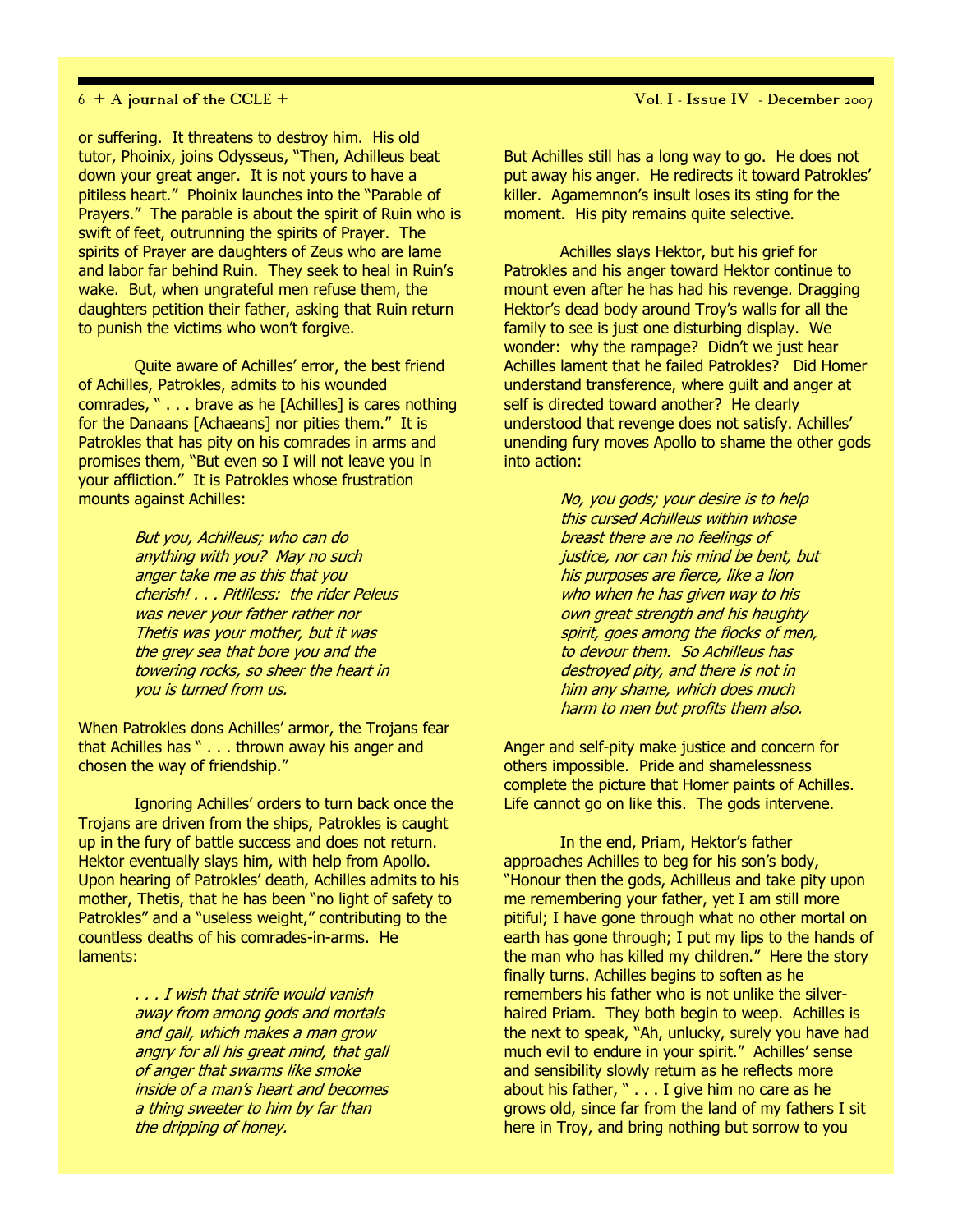or suffering. It threatens to destroy him. His old tutor, Phoinix, joins Odysseus, "Then, Achilleus beat down your great anger. It is not yours to have a pitiless heart." Phoinix launches into the "Parable of Prayers." The parable is about the spirit of Ruin who is swift of feet, outrunning the spirits of Prayer. The spirits of Prayer are daughters of Zeus who are lame and labor far behind Ruin. They seek to heal in Ruin's wake. But, when ungrateful men refuse them, the daughters petition their father, asking that Ruin return to punish the victims who won't forgive.

Quite aware of Achilles' error, the best friend of Achilles, Patrokles, admits to his wounded comrades, " . . . brave as he [Achilles] is cares nothing for the Danaans [Achaeans] nor pities them." It is Patrokles that has pity on his comrades in arms and promises them, "But even so I will not leave you in your affliction." It is Patrokles whose frustration mounts against Achilles:

> *But you, Achilleus; who can do anything with you? May no such anger take me as this that you cherish! . . . Pitliless: the rider Peleus was never your father rather nor Thetis was your mother, but it was the grey sea that bore you and the towering rocks, so sheer the heart in you is turned from us.*

When Patrokles dons Achilles' armor, the Trojans fear that Achilles has " . . . thrown away his anger and chosen the way of friendship."

Ignoring Achilles' orders to turn back once the Trojans are driven from the ships, Patrokles is caught up in the fury of battle success and does not return. Hektor eventually slays him, with help from Apollo. Upon hearing of Patrokles' death, Achilles admits to his mother, Thetis, that he has been "no light of safety to Patrokles" and a "useless weight," contributing to the countless deaths of his comrades-in-arms. He laments:

> *. . . I wish that strife would vanish away from among gods and mortals and gall, which makes a man grow angry for all his great mind, that gall of anger that swarms like smoke inside of a man's heart and becomes a thing sweeter to him by far than the dripping of honey.*

But Achilles still has a long way to go. He does not put away his anger. He redirects it toward Patrokles' killer. Agamemnon's insult loses its sting for the moment. His pity remains quite selective.

Achilles slays Hektor, but his grief for Patrokles and his anger toward Hektor continue to mount even after he has had his revenge. Dragging Hektor's dead body around Troy's walls for all the family to see is just one disturbing display. We wonder: why the rampage? Didn't we just hear Achilles lament that he failed Patrokles? Did Homer understand transference, where guilt and anger at self is directed toward another? He clearly understood that revenge does not satisfy. Achilles' unending fury moves Apollo to shame the other gods into action:

> *No, you gods; your desire is to help this cursed Achilleus within whose breast there are no feelings of justice, nor can his mind be bent, but his purposes are fierce, like a lion who when he has given way to his own great strength and his haughty spirit, goes among the flocks of men, to devour them. So Achilleus has destroyed pity, and there is not in him any shame, which does much harm to men but profits them also.*

Anger and self-pity make justice and concern for others impossible. Pride and shamelessness complete the picture that Homer paints of Achilles. Life cannot go on like this. The gods intervene.

In the end, Priam, Hektor's father approaches Achilles to beg for his son's body, "Honour then the gods, Achilleus and take pity upon me remembering your father, yet I am still more pitiful; I have gone through what no other mortal on earth has gone through; I put my lips to the hands of the man who has killed my children." Here the story finally turns. Achilles begins to soften as he remembers his father who is not unlike the silver-haired Priam. They both begin to weep. Achilles is the next to speak, "Ah, unlucky, surely you have had much evil to endure in your spirit." Achilles' sense and sensibility slowly return as he reflects more about his father, " . . . I give him no care as he grows old, since far from the land of my fathers I sit here in Troy, and bring nothing but sorrow to you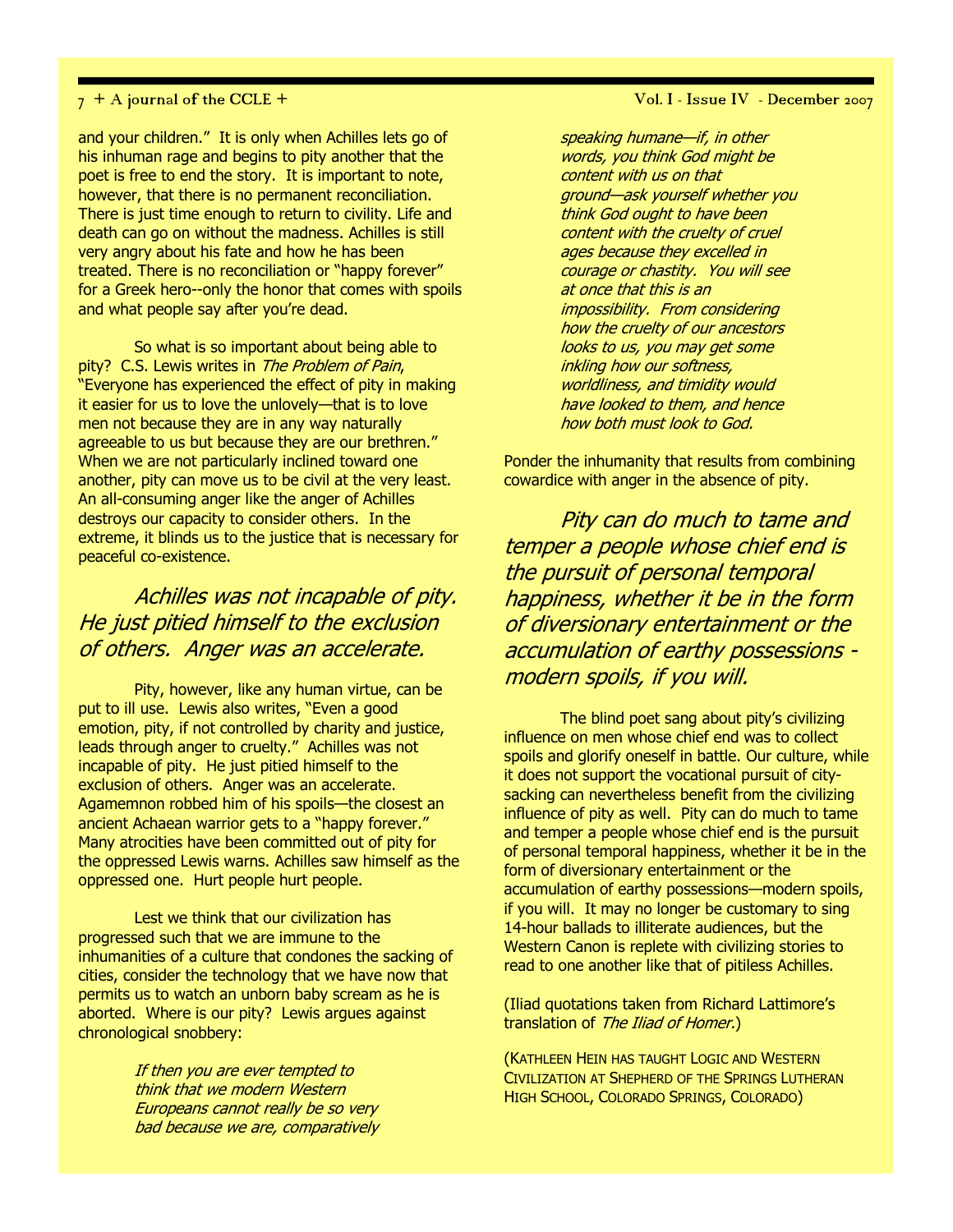and your children." It is only when Achilles lets go of his inhuman rage and begins to pity another that the poet is free to end the story. It is important to note, however, that there is no permanent reconciliation. There is just time enough to return to civility. Life and death can go on without the madness. Achilles is still very angry about his fate and how he has been treated. There is no reconciliation or "happy forever" for a Greek hero--only the honor that comes with spoils and what people say after you're dead.

So what is so important about being able to pity? C.S. Lewis writes in *The Problem of Pain*, "Everyone has experienced the effect of pity in making it easier for us to love the unlovely—that is to love men not because they are in any way naturally agreeable to us but because they are our brethren." When we are not particularly inclined toward one another, pity can move us to be civil at the very least. An all-consuming anger like the anger of Achilles destroys our capacity to consider others. In the extreme, it blinds us to the justice that is necessary for peaceful co-existence.

> *Achilles was not incapable of pity. He just pitied himself to the exclusion of others. Anger was an accelerate.*

Pity, however, like any human virtue, can be put to ill use. Lewis also writes, "Even a good emotion, pity, if not controlled by charity and justice, leads through anger to cruelty." Achilles was not incapable of pity. He just pitied himself to the exclusion of others. Anger was an accelerate. Agamemnon robbed him of his spoils—the closest an ancient Achaean warrior gets to a "happy forever." Many atrocities have been committed out of pity for the oppressed Lewis warns. Achilles saw himself as the oppressed one. Hurt people hurt people.

Lest we think that our civilization has progressed such that we are immune to the inhumanities of a culture that condones the sacking of cities, consider the technology that we have now that permits us to watch an unborn baby scream as he is aborted. Where is our pity? Lewis argues against chronological snobbery:

> *If then you are ever tempted to think that we modern Western Europeans cannot really be so very bad because we are, comparatively speaking humane—if, in other words, you think God might be content with us on that ground—ask yourself whether you think God ought to have been content with the cruelty of cruel ages because they excelled in courage or chastity. You will see at once that this is an impossibility. From considering how the cruelty of our ancestors looks to us, you may get some inkling how our softness, worldliness, and timidity would have looked to them, and hence how both must look to God.*

Ponder the inhumanity that results from combining cowardice with anger in the absence of pity.

> *Pity can do much to tame and temper a people whose chief end is the pursuit of personal temporal happiness, whether it be in the form of diversionary entertainment or the accumulation of earthy possessions - modern spoils, if you will.*

The blind poet sang about pity's civilizing influence on men whose chief end was to collect spoils and glorify oneself in battle. Our culture, while it does not support the vocational pursuit of city-sacking can nevertheless benefit from the civilizing influence of pity as well. Pity can do much to tame and temper a people whose chief end is the pursuit of personal temporal happiness, whether it be in the form of diversionary entertainment or the accumulation of earthy possessions—modern spoils, if you will. It may no longer be customary to sing 14-hour ballads to illiterate audiences, but the Western Canon is replete with civilizing stories to read to one another like that of pitiless Achilles.

(Iliad quotations taken from Richard Lattimore's translation of *The Iliad of Homer.*)

(KATHLEEN HEIN HAS TAUGHT LOGIC AND WESTERN CIVILIZATION AT SHEPHERD OF THE SPRINGS LUTHERAN HIGH SCHOOL, COLORADO SPRINGS, COLORADO)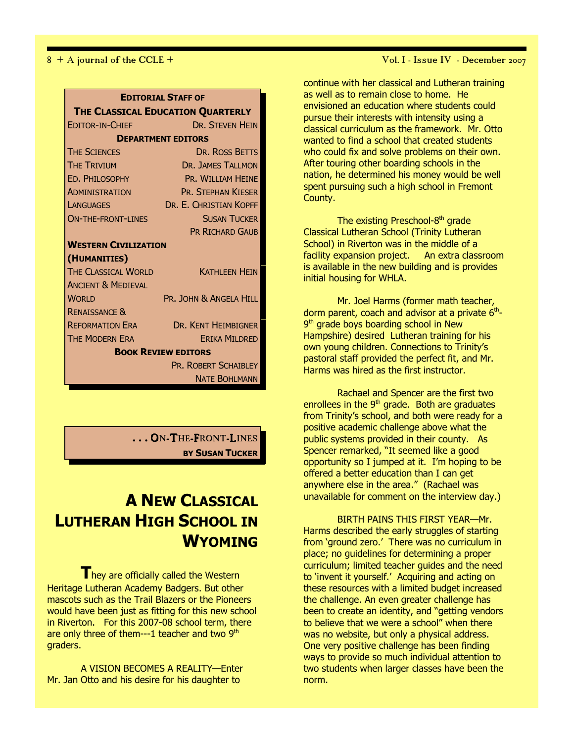**EDITORIAL STAFF OF**

**THE CLASSICAL EDUCATION QUARTERLY**

| | |
|---|---|
| EDITOR-IN-CHIEF | DR. STEVEN HEIN |
| **DEPARTMENT EDITORS** | |
| THE SCIENCES | DR. ROSS BETTS |
| THE TRIVIUM | DR. JAMES TALLMON |
| ED. PHILOSOPHY | PR. WILLIAM HEINE |
| ADMINISTRATION | PR. STEPHAN KIESER |
| LANGUAGES | DR. E. CHRISTIAN KOPFF |
| ON-THE-FRONT-LINES | SUSAN TUCKER |
| | PR RICHARD GAUB |
| **WESTERN CIVILIZATION (HUMANITIES)** | |
| THE CLASSICAL WORLD | KATHLEEN HEIN |
| ANCIENT & MEDIEVAL WORLD | PR. JOHN & ANGELA HILL |
| RENAISSANCE & REFORMATION ERA | DR. KENT HEIMBIGNER |
| THE MODERN ERA | ERIKA MILDRED |
| **BOOK REVIEW EDITORS** | |
| | PR. ROBERT SCHAIBLEY |
| | NATE BOHLMANN |

**. . . ON-THE-FRONT-LINES**
**BY SUSAN TUCKER**

# A NEW CLASSICAL LUTHERAN HIGH SCHOOL IN WYOMING

They are officially called the Western Heritage Lutheran Academy Badgers. But other mascots such as the Trail Blazers or the Pioneers would have been just as fitting for this new school in Riverton. For this 2007-08 school term, there are only three of them---1 teacher and two 9th graders.

A VISION BECOMES A REALITY—Enter Mr. Jan Otto and his desire for his daughter to continue with her classical and Lutheran training as well as to remain close to home. He envisioned an education where students could pursue their interests with intensity using a classical curriculum as the framework. Mr. Otto wanted to find a school that created students who could fix and solve problems on their own. After touring other boarding schools in the nation, he determined his money would be well spent pursuing such a high school in Fremont County.

The existing Preschool-8th grade Classical Lutheran School (Trinity Lutheran School) in Riverton was in the middle of a facility expansion project. An extra classroom is available in the new building and is provides initial housing for WHLA.

Mr. Joel Harms (former math teacher, dorm parent, coach and advisor at a private 6th-9th grade boys boarding school in New Hampshire) desired Lutheran training for his own young children. Connections to Trinity's pastoral staff provided the perfect fit, and Mr. Harms was hired as the first instructor.

Rachael and Spencer are the first two enrollees in the 9th grade. Both are graduates from Trinity's school, and both were ready for a positive academic challenge above what the public systems provided in their county. As Spencer remarked, "It seemed like a good opportunity so I jumped at it. I'm hoping to be offered a better education than I can get anywhere else in the area." (Rachael was unavailable for comment on the interview day.)

BIRTH PAINS THIS FIRST YEAR—Mr. Harms described the early struggles of starting from 'ground zero.' There was no curriculum in place; no guidelines for determining a proper curriculum; limited teacher guides and the need to 'invent it yourself.' Acquiring and acting on these resources with a limited budget increased the challenge. An even greater challenge has been to create an identity, and "getting vendors to believe that we were a school" when there was no website, but only a physical address. One very positive challenge has been finding ways to provide so much individual attention to two students when larger classes have been the norm.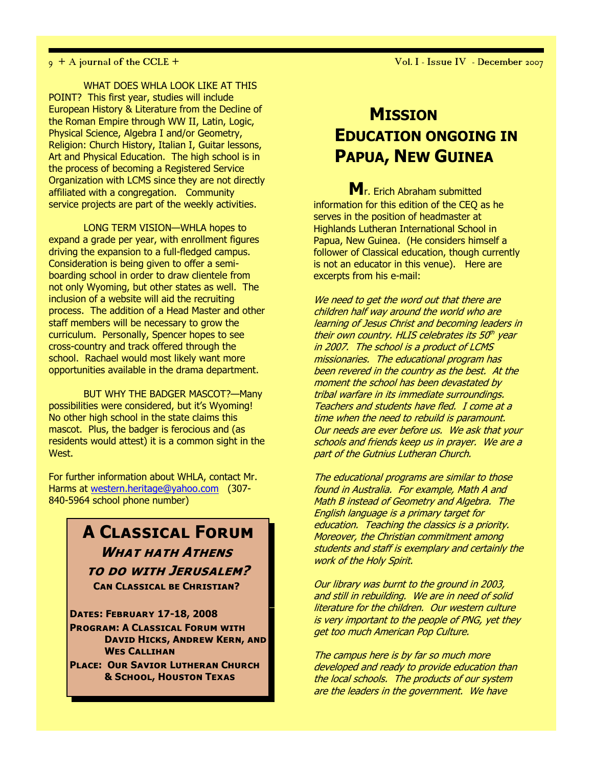WHAT DOES WHLA LOOK LIKE AT THIS POINT? This first year, studies will include European History & Literature from the Decline of the Roman Empire through WW II, Latin, Logic, Physical Science, Algebra I and/or Geometry, Religion: Church History, Italian I, Guitar lessons, Art and Physical Education. The high school is in the process of becoming a Registered Service Organization with LCMS since they are not directly affiliated with a congregation. Community service projects are part of the weekly activities.

LONG TERM VISION—WHLA hopes to expand a grade per year, with enrollment figures driving the expansion to a full-fledged campus. Consideration is being given to offer a semi-boarding school in order to draw clientele from not only Wyoming, but other states as well. The inclusion of a website will aid the recruiting process. The addition of a Head Master and other staff members will be necessary to grow the curriculum. Personally, Spencer hopes to see cross-country and track offered through the school. Rachael would most likely want more opportunities available in the drama department.

BUT WHY THE BADGER MASCOT?—Many possibilities were considered, but it's Wyoming! No other high school in the state claims this mascot. Plus, the badger is ferocious and (as residents would attest) it is a common sight in the West.

For further information about WHLA, contact Mr. Harms at western.heritage@yahoo.com (307-840-5964 school phone number)

## A Classical Forum

***What hath Athens to do with Jerusalem?***

**Can Classical be Christian?**

**Dates: February 17-18, 2008**

**Program: A Classical Forum with David Hicks, Andrew Kern, and Wes Callihan**

**Place: Our Savior Lutheran Church & School, Houston Texas**

# Mission Education ongoing in Papua, New Guinea

Mr. Erich Abraham submitted information for this edition of the CEQ as he serves in the position of headmaster at Highlands Lutheran International School in Papua, New Guinea. (He considers himself a follower of Classical education, though currently is not an educator in this venue). Here are excerpts from his e-mail:

*We need to get the word out that there are children half way around the world who are learning of Jesus Christ and becoming leaders in their own country. HLIS celebrates its 50th year in 2007. The school is a product of LCMS missionaries. The educational program has been revered in the country as the best. At the moment the school has been devastated by tribal warfare in its immediate surroundings. Teachers and students have fled. I come at a time when the need to rebuild is paramount. Our needs are ever before us. We ask that your schools and friends keep us in prayer. We are a part of the Gutnius Lutheran Church.*

*The educational programs are similar to those found in Australia. For example, Math A and Math B instead of Geometry and Algebra. The English language is a primary target for education. Teaching the classics is a priority. Moreover, the Christian commitment among students and staff is exemplary and certainly the work of the Holy Spirit.*

*Our library was burnt to the ground in 2003, and still in rebuilding. We are in need of solid literature for the children. Our western culture is very important to the people of PNG, yet they get too much American Pop Culture.*

*The campus here is by far so much more developed and ready to provide education than the local schools. The products of our system are the leaders in the government. We have*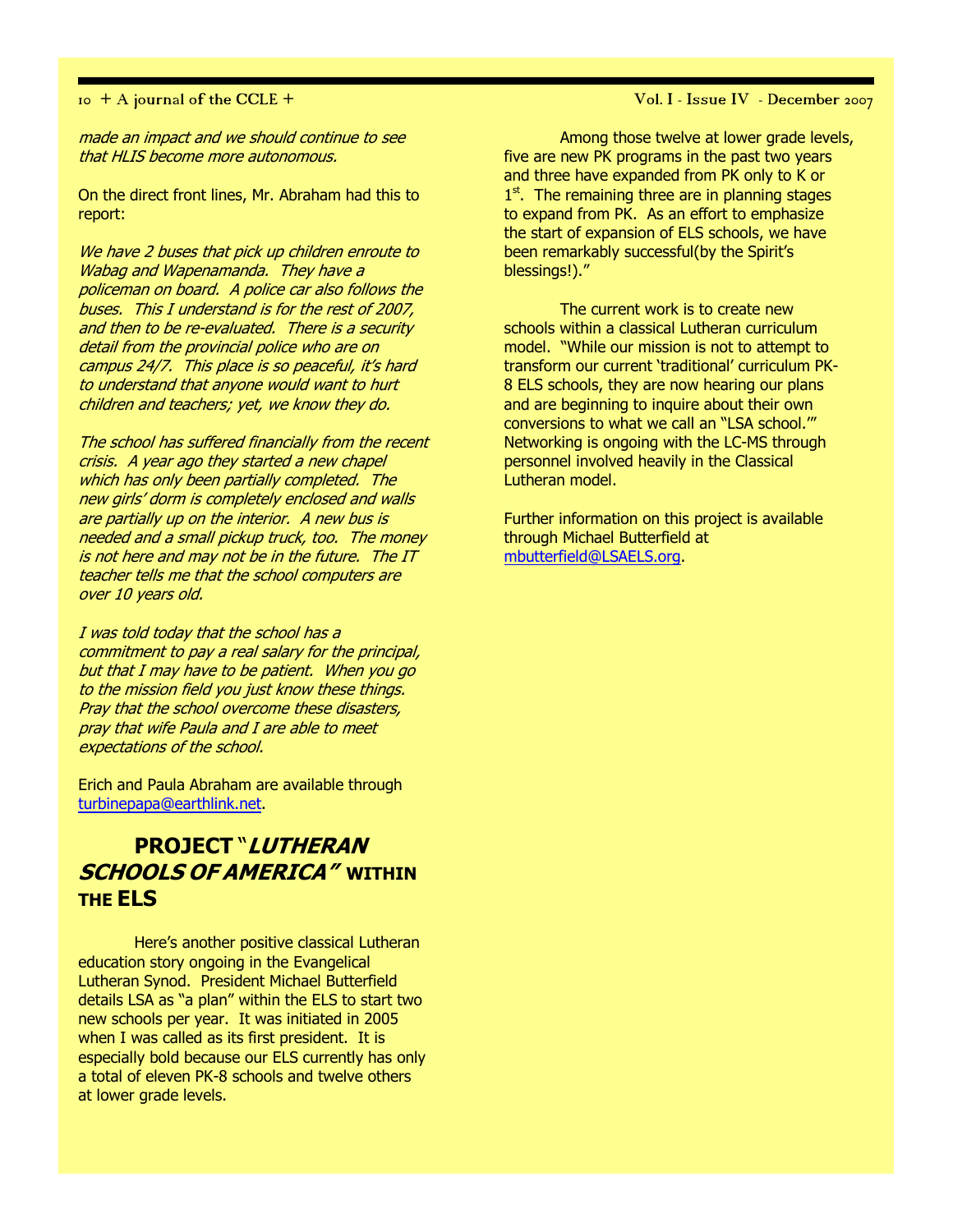*made an impact and we should continue to see that HLIS become more autonomous.*

On the direct front lines, Mr. Abraham had this to report:

*We have 2 buses that pick up children enroute to Wabag and Wapenamanda. They have a policeman on board. A police car also follows the buses. This I understand is for the rest of 2007, and then to be re-evaluated. There is a security detail from the provincial police who are on campus 24/7. This place is so peaceful, it's hard to understand that anyone would want to hurt children and teachers; yet, we know they do.*

*The school has suffered financially from the recent crisis. A year ago they started a new chapel which has only been partially completed. The new girls' dorm is completely enclosed and walls are partially up on the interior. A new bus is needed and a small pickup truck, too. The money is not here and may not be in the future. The IT teacher tells me that the school computers are over 10 years old.*

*I was told today that the school has a commitment to pay a real salary for the principal, but that I may have to be patient. When you go to the mission field you just know these things. Pray that the school overcome these disasters, pray that wife Paula and I are able to meet expectations of the school.*

Erich and Paula Abraham are available through turbinepapa@earthlink.net.

## PROJECT "*LUTHERAN SCHOOLS OF AMERICA"* WITHIN THE ELS

Here's another positive classical Lutheran education story ongoing in the Evangelical Lutheran Synod. President Michael Butterfield details LSA as "a plan" within the ELS to start two new schools per year. It was initiated in 2005 when I was called as its first president. It is especially bold because our ELS currently has only a total of eleven PK-8 schools and twelve others at lower grade levels.

Among those twelve at lower grade levels, five are new PK programs in the past two years and three have expanded from PK only to K or 1st. The remaining three are in planning stages to expand from PK. As an effort to emphasize the start of expansion of ELS schools, we have been remarkably successful(by the Spirit's blessings!)."

The current work is to create new schools within a classical Lutheran curriculum model. "While our mission is not to attempt to transform our current 'traditional' curriculum PK-8 ELS schools, they are now hearing our plans and are beginning to inquire about their own conversions to what we call an "LSA school."" Networking is ongoing with the LC-MS through personnel involved heavily in the Classical Lutheran model.

Further information on this project is available through Michael Butterfield at mbutterfield@LSAELS.org.